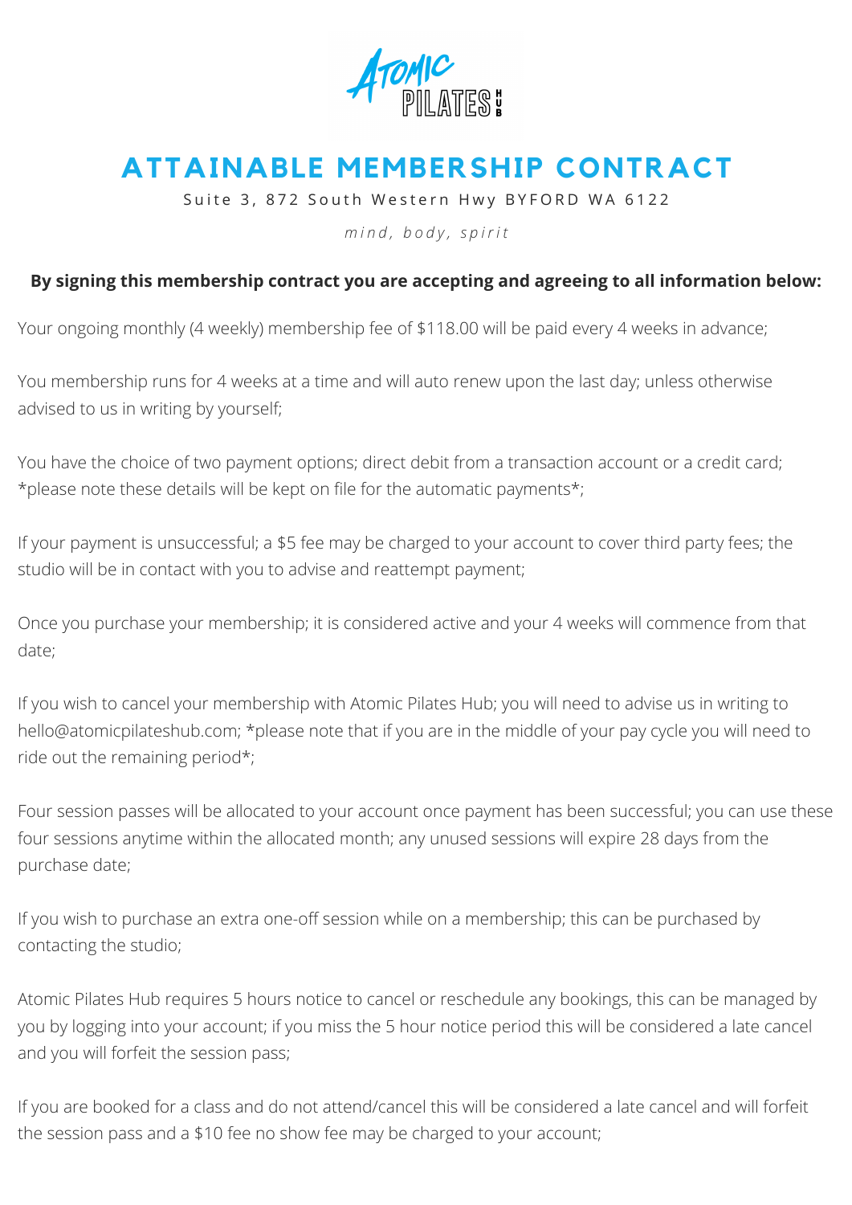# ATTAINABLE MEMBERSHIP CONTRACT

Suite 3, 872 South Western Hwy BYFORD WA 6122

*mind, body, spirit*

**By signing this membership contract you are accepting and agreeing to all information below:**

Your ongoing monthly (4 weekly) membership fee of $118.00 will be paid every 4 weeks in advance;

You membership runs for 4 weeks at a time and will auto renew upon the last day; unless otherwise advised to us in writing by yourself;

You have the choice of two payment options; direct debit from a transaction account or a credit card; *please note these details will be kept on file for the automatic payments*;

If your payment is unsuccessful; a $5 fee may be charged to your account to cover third party fees; the studio will be in contact with you to advise and reattempt payment;

Once you purchase your membership; it is considered active and your 4 weeks will commence from that date;

If you wish to cancel your membership with Atomic Pilates Hub; you will need to advise us in writing to hello@atomicpilateshub.com; *please note that if you are in the middle of your pay cycle you will need to ride out the remaining period*;

Four session passes will be allocated to your account once payment has been successful; you can use these four sessions anytime within the allocated month; any unused sessions will expire 28 days from the purchase date;

If you wish to purchase an extra one-off session while on a membership; this can be purchased by contacting the studio;

Atomic Pilates Hub requires 5 hours notice to cancel or reschedule any bookings, this can be managed by you by logging into your account; if you miss the 5 hour notice period this will be considered a late cancel and you will forfeit the session pass;

If you are booked for a class and do not attend/cancel this will be considered a late cancel and will forfeit the session pass and a $10 fee no show fee may be charged to your account;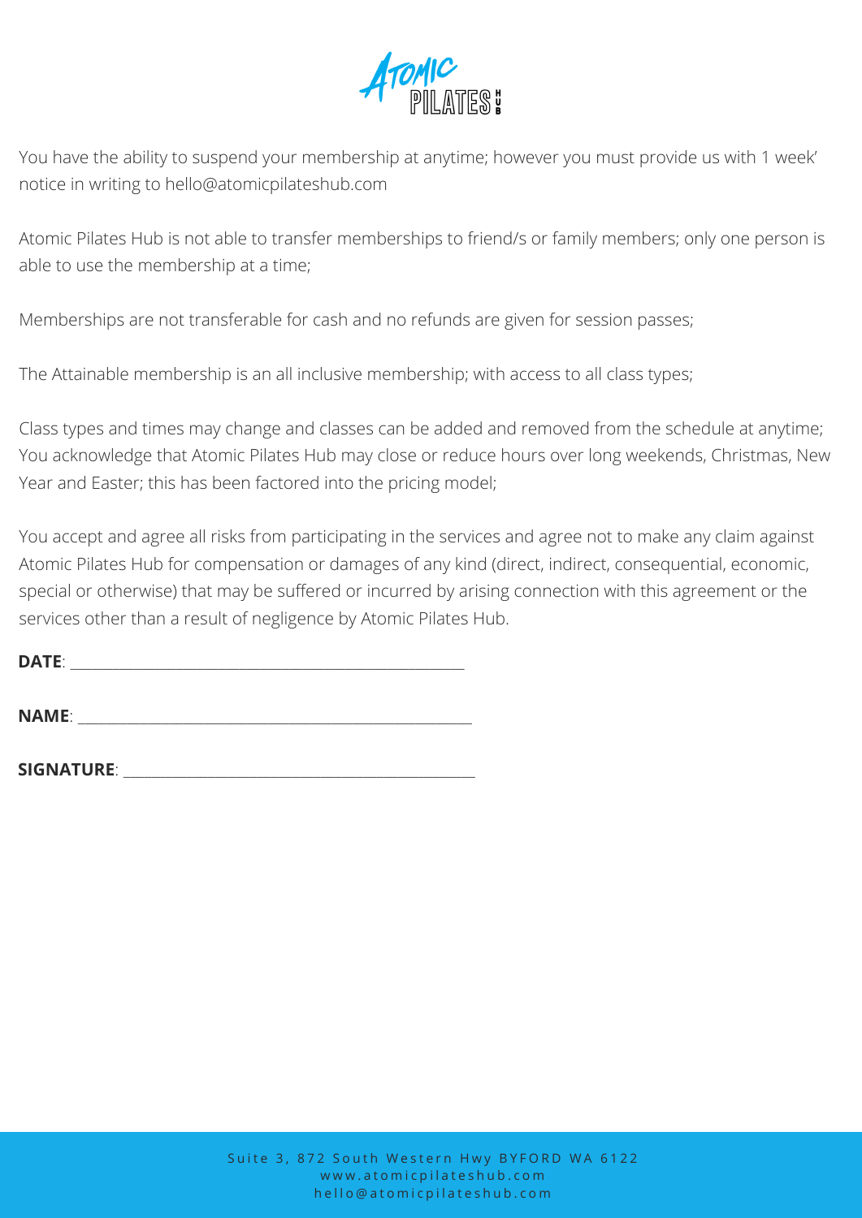You have the ability to suspend your membership at anytime; however you must provide us with 1 week' notice in writing to hello@atomicpilateshub.com

Atomic Pilates Hub is not able to transfer memberships to friend/s or family members; only one person is able to use the membership at a time;

Memberships are not transferable for cash and no refunds are given for session passes;

The Attainable membership is an all inclusive membership; with access to all class types;

Class types and times may change and classes can be added and removed from the schedule at anytime; You acknowledge that Atomic Pilates Hub may close or reduce hours over long weekends, Christmas, New Year and Easter; this has been factored into the pricing model;

You accept and agree all risks from participating in the services and agree not to make any claim against Atomic Pilates Hub for compensation or damages of any kind (direct, indirect, consequential, economic, special or otherwise) that may be suffered or incurred by arising connection with this agreement or the services other than a result of negligence by Atomic Pilates Hub.

**DATE**: ____________________________________________

**NAME**: ____________________________________________

**SIGNATURE**: ________________________________________

Suite 3, 872 South Western Hwy BYFORD WA 6122
www.atomicpilateshub.com
hello@atomicpilateshub.com